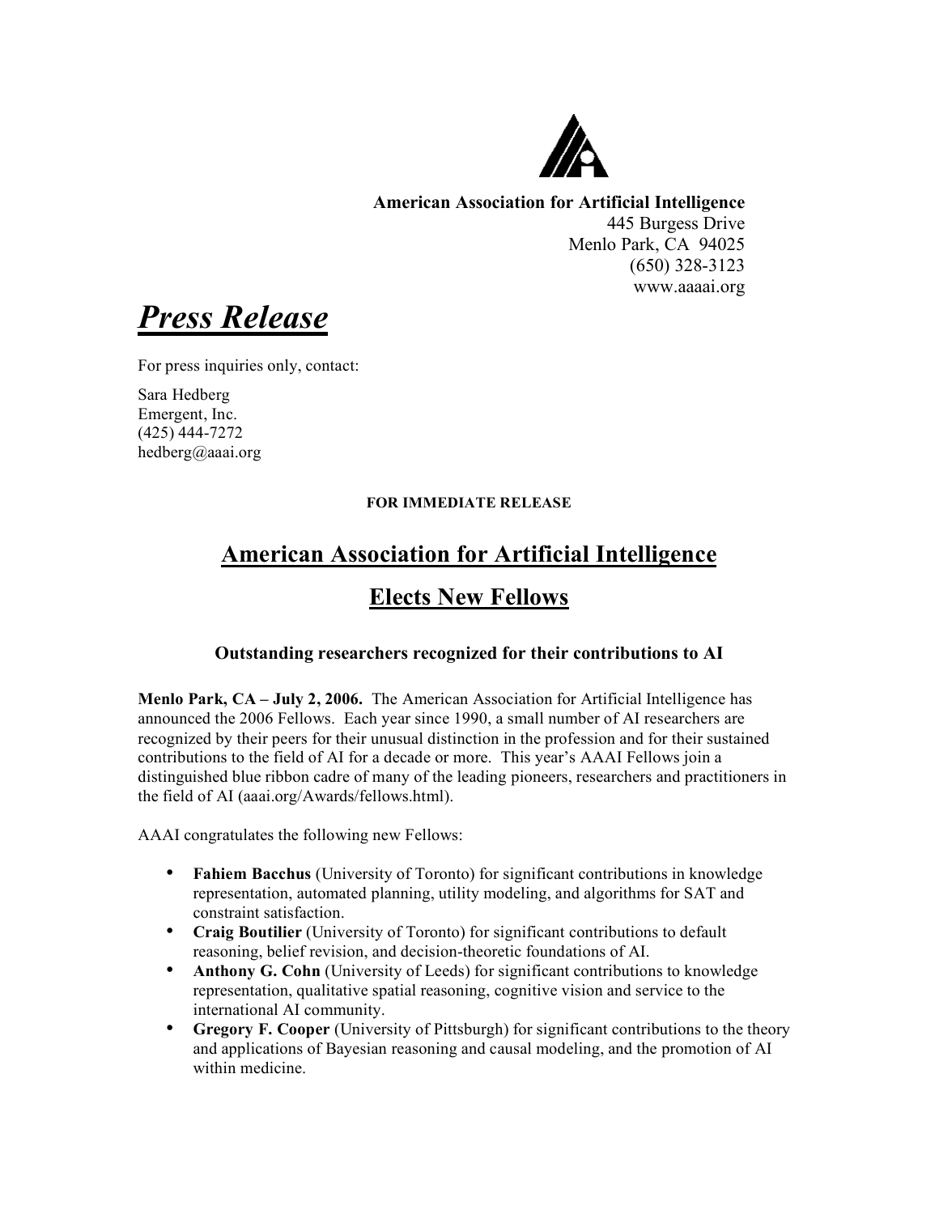**American Association for Artificial Intelligence**
445 Burgess Drive
Menlo Park, CA 94025
(650) 328-3123
www.aaaai.org

# *Press Release*

For press inquiries only, contact:

Sara Hedberg
Emergent, Inc.
(425) 444-7272
hedberg@aaai.org

**FOR IMMEDIATE RELEASE**

## American Association for Artificial Intelligence Elects New Fellows

### Outstanding researchers recognized for their contributions to AI

**Menlo Park, CA – July 2, 2006.** The American Association for Artificial Intelligence has announced the 2006 Fellows. Each year since 1990, a small number of AI researchers are recognized by their peers for their unusual distinction in the profession and for their sustained contributions to the field of AI for a decade or more. This year's AAAI Fellows join a distinguished blue ribbon cadre of many of the leading pioneers, researchers and practitioners in the field of AI (aaai.org/Awards/fellows.html).

AAAI congratulates the following new Fellows:

- **Fahiem Bacchus** (University of Toronto) for significant contributions in knowledge representation, automated planning, utility modeling, and algorithms for SAT and constraint satisfaction.
- **Craig Boutilier** (University of Toronto) for significant contributions to default reasoning, belief revision, and decision-theoretic foundations of AI.
- **Anthony G. Cohn** (University of Leeds) for significant contributions to knowledge representation, qualitative spatial reasoning, cognitive vision and service to the international AI community.
- **Gregory F. Cooper** (University of Pittsburgh) for significant contributions to the theory and applications of Bayesian reasoning and causal modeling, and the promotion of AI within medicine.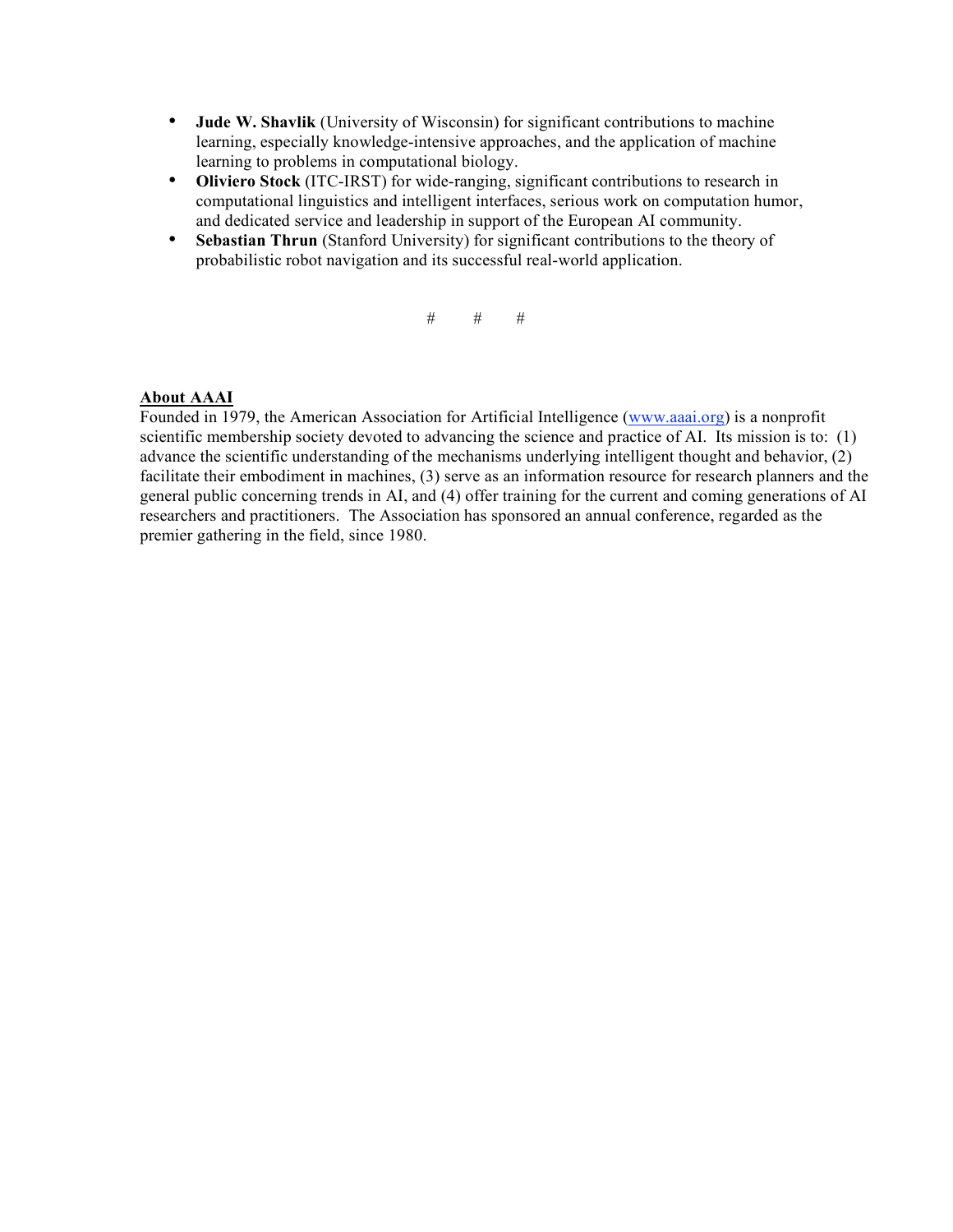- **Jude W. Shavlik** (University of Wisconsin) for significant contributions to machine learning, especially knowledge-intensive approaches, and the application of machine learning to problems in computational biology.
- **Oliviero Stock** (ITC-IRST) for wide-ranging, significant contributions to research in computational linguistics and intelligent interfaces, serious work on computation humor, and dedicated service and leadership in support of the European AI community.
- **Sebastian Thrun** (Stanford University) for significant contributions to the theory of probabilistic robot navigation and its successful real-world application.

# # #

**About AAAI**

Founded in 1979, the American Association for Artificial Intelligence (www.aaai.org) is a nonprofit scientific membership society devoted to advancing the science and practice of AI. Its mission is to: (1) advance the scientific understanding of the mechanisms underlying intelligent thought and behavior, (2) facilitate their embodiment in machines, (3) serve as an information resource for research planners and the general public concerning trends in AI, and (4) offer training for the current and coming generations of AI researchers and practitioners. The Association has sponsored an annual conference, regarded as the premier gathering in the field, since 1980.